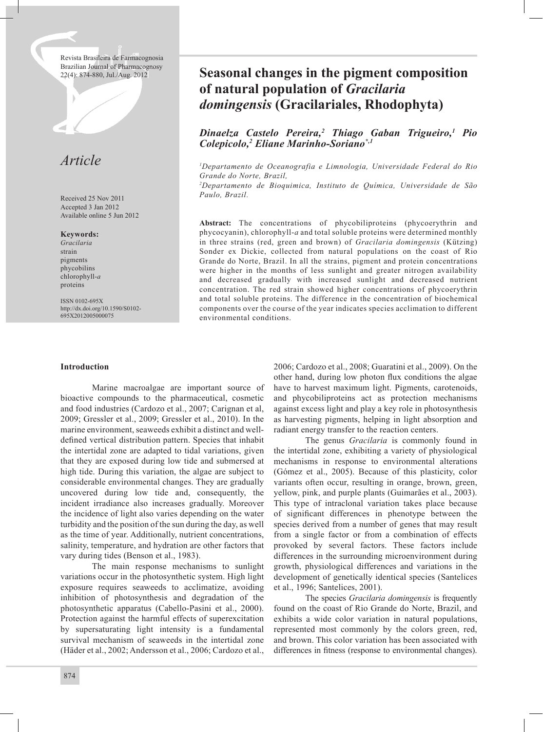Revista Brasileira de Farmacognosia
Brazilian Journal of Pharmacognosy
22(4): 874-880, Jul./Aug. 2012

# Seasonal changes in the pigment composition of natural population of *Gracilaria domingensis* (Gracilariales, Rhodophyta)

***Dinaelza Castelo Pereira,[2] Thiago Gaban Trigueiro,[1] Pio Colepicolo,[2] Eliane Marinho-Soriano*,[1]***

*[1]Departamento de Oceanografia e Limnologia, Universidade Federal do Rio Grande do Norte, Brazil,*

*[2]Departamento de Bioquimica, Instituto de Química, Universidade de São Paulo, Brazil.*

*Article*

Received 25 Nov 2011
Accepted 3 Jan 2012
Available online 5 Jun 2012

**Keywords:**
*Gracilaria*
strain
pigments
phycobilins
chlorophyll-*a*
proteins

ISSN 0102-695X
http://dx.doi.org/10.1590/S0102-695X2012005000075

**Abstract:** The concentrations of phycobiliproteins (phycoerythrin and phycocyanin), chlorophyll-*a* and total soluble proteins were determined monthly in three strains (red, green and brown) of *Gracilaria domingensis* (Kützing) Sonder ex Dickie, collected from natural populations on the coast of Rio Grande do Norte, Brazil. In all the strains, pigment and protein concentrations were higher in the months of less sunlight and greater nitrogen availability and decreased gradually with increased sunlight and decreased nutrient concentration. The red strain showed higher concentrations of phycoerythrin and total soluble proteins. The difference in the concentration of biochemical components over the course of the year indicates species acclimation to different environmental conditions.

## Introduction

Marine macroalgae are important source of bioactive compounds to the pharmaceutical, cosmetic and food industries (Cardozo et al., 2007; Carignan et al, 2009; Gressler et al., 2009; Gressler et al., 2010). In the marine environment, seaweeds exhibit a distinct and well-defined vertical distribution pattern. Species that inhabit the intertidal zone are adapted to tidal variations, given that they are exposed during low tide and submersed at high tide. During this variation, the algae are subject to considerable environmental changes. They are gradually uncovered during low tide and, consequently, the incident irradiance also increases gradually. Moreover the incidence of light also varies depending on the water turbidity and the position of the sun during the day, as well as the time of year. Additionally, nutrient concentrations, salinity, temperature, and hydration are other factors that vary during tides (Benson et al., 1983).

The main response mechanisms to sunlight variations occur in the photosynthetic system. High light exposure requires seaweeds to acclimatize, avoiding inhibition of photosynthesis and degradation of the photosynthetic apparatus (Cabello-Pasini et al., 2000). Protection against the harmful effects of superexcitation by supersaturating light intensity is a fundamental survival mechanism of seaweeds in the intertidal zone (Häder et al., 2002; Andersson et al., 2006; Cardozo et al., 2006; Cardozo et al., 2008; Guaratini et al., 2009). On the other hand, during low photon flux conditions the algae have to harvest maximum light. Pigments, carotenoids, and phycobiliproteins act as protection mechanisms against excess light and play a key role in photosynthesis as harvesting pigments, helping in light absorption and radiant energy transfer to the reaction centers.

The genus *Gracilaria* is commonly found in the intertidal zone, exhibiting a variety of physiological mechanisms in response to environmental alterations (Gómez et al., 2005). Because of this plasticity, color variants often occur, resulting in orange, brown, green, yellow, pink, and purple plants (Guimarães et al., 2003). This type of intraclonal variation takes place because of significant differences in phenotype between the species derived from a number of genes that may result from a single factor or from a combination of effects provoked by several factors. These factors include differences in the surrounding microenvironment during growth, physiological differences and variations in the development of genetically identical species (Santelices et al., 1996; Santelices, 2001).

The species *Gracilaria domingensis* is frequently found on the coast of Rio Grande do Norte, Brazil, and exhibits a wide color variation in natural populations, represented most commonly by the colors green, red, and brown. This color variation has been associated with differences in fitness (response to environmental changes).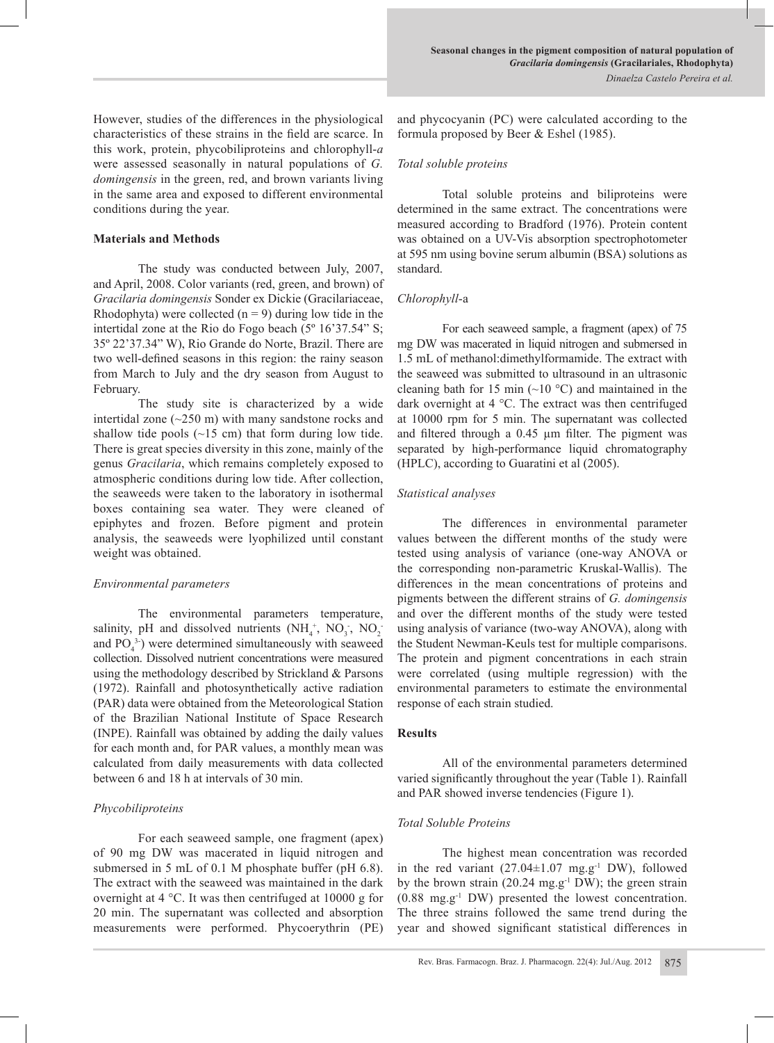However, studies of the differences in the physiological characteristics of these strains in the field are scarce. In this work, protein, phycobiliproteins and chlorophyll-*a* were assessed seasonally in natural populations of *G. domingensis* in the green, red, and brown variants living in the same area and exposed to different environmental conditions during the year.

## Materials and Methods

The study was conducted between July, 2007, and April, 2008. Color variants (red, green, and brown) of *Gracilaria domingensis* Sonder ex Dickie (Gracilariaceae, Rhodophyta) were collected (n = 9) during low tide in the intertidal zone at the Rio do Fogo beach (5º 16'37.54" S; 35º 22'37.34" W), Rio Grande do Norte, Brazil. There are two well-defined seasons in this region: the rainy season from March to July and the dry season from August to February.

The study site is characterized by a wide intertidal zone (~250 m) with many sandstone rocks and shallow tide pools (~15 cm) that form during low tide. There is great species diversity in this zone, mainly of the genus *Gracilaria*, which remains completely exposed to atmospheric conditions during low tide. After collection, the seaweeds were taken to the laboratory in isothermal boxes containing sea water. They were cleaned of epiphytes and frozen. Before pigment and protein analysis, the seaweeds were lyophilized until constant weight was obtained.

### *Environmental parameters*

The environmental parameters temperature, salinity, pH and dissolved nutrients ($NH_4^+$, $NO_3^-$, $NO_2^-$ and $PO_4^{3-}$) were determined simultaneously with seaweed collection. Dissolved nutrient concentrations were measured using the methodology described by Strickland & Parsons (1972). Rainfall and photosynthetically active radiation (PAR) data were obtained from the Meteorological Station of the Brazilian National Institute of Space Research (INPE). Rainfall was obtained by adding the daily values for each month and, for PAR values, a monthly mean was calculated from daily measurements with data collected between 6 and 18 h at intervals of 30 min.

### *Phycobiliproteins*

For each seaweed sample, one fragment (apex) of 90 mg DW was macerated in liquid nitrogen and submersed in 5 mL of 0.1 M phosphate buffer (pH 6.8). The extract with the seaweed was maintained in the dark overnight at 4 °C. It was then centrifuged at 10000 g for 20 min. The supernatant was collected and absorption measurements were performed. Phycoerythrin (PE) and phycocyanin (PC) were calculated according to the formula proposed by Beer & Eshel (1985).

### *Total soluble proteins*

Total soluble proteins and biliproteins were determined in the same extract. The concentrations were measured according to Bradford (1976). Protein content was obtained on a UV-Vis absorption spectrophotometer at 595 nm using bovine serum albumin (BSA) solutions as standard.

### *Chlorophyll*-a

For each seaweed sample, a fragment (apex) of 75 mg DW was macerated in liquid nitrogen and submersed in 1.5 mL of methanol:dimethylformamide. The extract with the seaweed was submitted to ultrasound in an ultrasonic cleaning bath for 15 min (~10 °C) and maintained in the dark overnight at 4 °C. The extract was then centrifuged at 10000 rpm for 5 min. The supernatant was collected and filtered through a 0.45 µm filter. The pigment was separated by high-performance liquid chromatography (HPLC), according to Guaratini et al (2005).

### *Statistical analyses*

The differences in environmental parameter values between the different months of the study were tested using analysis of variance (one-way ANOVA or the corresponding non-parametric Kruskal-Wallis). The differences in the mean concentrations of proteins and pigments between the different strains of *G. domingensis* and over the different months of the study were tested using analysis of variance (two-way ANOVA), along with the Student Newman-Keuls test for multiple comparisons. The protein and pigment concentrations in each strain were correlated (using multiple regression) with the environmental parameters to estimate the environmental response of each strain studied.

## Results

All of the environmental parameters determined varied significantly throughout the year (Table 1). Rainfall and PAR showed inverse tendencies (Figure 1).

### *Total Soluble Proteins*

The highest mean concentration was recorded in the red variant (27.04±1.07 $mg.g^{-1}$ DW), followed by the brown strain (20.24 $mg.g^{-1}$ DW); the green strain (0.88 $mg.g^{-1}$ DW) presented the lowest concentration. The three strains followed the same trend during the year and showed significant statistical differences in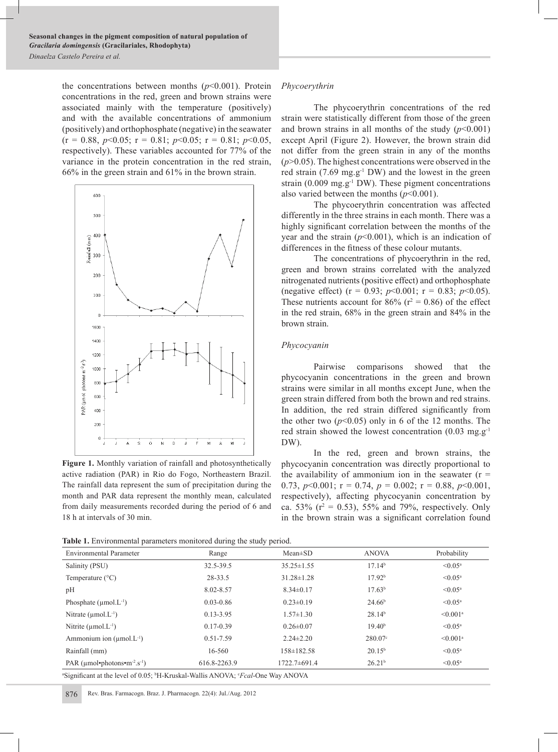the concentrations between months ($p<0.001$). Protein concentrations in the red, green and brown strains were associated mainly with the temperature (positively) and with the available concentrations of ammonium (positively) and orthophosphate (negative) in the seawater ($r = 0.88$, $p<0.05$; $r = 0.81$; $p<0.05$; $r = 0.81$; $p<0.05$, respectively). These variables accounted for 77% of the variance in the protein concentration in the red strain, 66% in the green strain and 61% in the brown strain.

**Figure 1.** Monthly variation of rainfall and photosynthetically active radiation (PAR) in Rio do Fogo, Northeastern Brazil. The rainfall data represent the sum of precipitation during the month and PAR data represent the monthly mean, calculated from daily measurements recorded during the period of 6 and 18 h at intervals of 30 min.

*Phycoerythrin*

The phycoerythrin concentrations of the red strain were statistically different from those of the green and brown strains in all months of the study ($p<0.001$) except April (Figure 2). However, the brown strain did not differ from the green strain in any of the months ($p>0.05$). The highest concentrations were observed in the red strain (7.69 mg.g$^{-1}$ DW) and the lowest in the green strain (0.009 mg.g$^{-1}$ DW). These pigment concentrations also varied between the months ($p<0.001$).

The phycoerythrin concentration was affected differently in the three strains in each month. There was a highly significant correlation between the months of the year and the strain ($p<0.001$), which is an indication of differences in the fitness of these colour mutants.

The concentrations of phycoerythrin in the red, green and brown strains correlated with the analyzed nitrogenated nutrients (positive effect) and orthophosphate (negative effect) ($r = 0.93$; $p<0.001$; $r = 0.83$; $p<0.05$). These nutrients account for 86% ($r^2 = 0.86$) of the effect in the red strain, 68% in the green strain and 84% in the brown strain.

*Phycocyanin*

Pairwise comparisons showed that the phycocyanin concentrations in the green and brown strains were similar in all months except June, when the green strain differed from both the brown and red strains. In addition, the red strain differed significantly from the other two ($p<0.05$) only in 6 of the 12 months. The red strain showed the lowest concentration (0.03 mg.g$^{-1}$ DW).

In the red, green and brown strains, the phycocyanin concentration was directly proportional to the availability of ammonium ion in the seawater ($r = 0.73$, $p<0.001$; $r = 0.74$, $p = 0.002$; $r = 0.88$, $p<0.001$, respectively), affecting phycocyanin concentration by ca. 53% ($r^2 = 0.53$), 55% and 79%, respectively. Only in the brown strain was a significant correlation found

**Table 1.** Environmental parameters monitored during the study period.

| Environmental Parameter | Range | Mean±SD | ANOVA | Probability |
|---|---|---|---|---|
| Salinity (PSU) | 32.5-39.5 | 35.25±1.55 | 17.14[b] | <0.05[a] |
| Temperature (°C) | 28-33.5 | 31.28±1.28 | 17.92[b] | <0.05[a] |
| pH | 8.02-8.57 | 8.34±0.17 | 17.63[b] | <0.05[a] |
| Phosphate (µmol.L$^{-1}$) | 0.03-0.86 | 0.23±0.19 | 24.66[b] | <0.05[a] |
| Nitrate (µmol.L$^{-1}$) | 0.13-3.95 | 1.57±1.30 | 28.14[b] | <0.001[a] |
| Nitrite (µmol.L$^{-1}$) | 0.17-0.39 | 0.26±0.07 | 19.40[b] | <0.05[a] |
| Ammonium ion (µmol.L$^{-1}$) | 0.51-7.59 | 2.24±2.20 | 280.07[c] | <0.001[a] |
| Rainfall (mm) | 16-560 | 158±182.58 | 20.15[b] | <0.05[a] |
| PAR (µmol•photons•m$^{-2}$.s$^{-1}$) | 616.8-2263.9 | 1722.7±691.4 | 26.21[b] | <0.05[a] |

[a]Significant at the level of 0.05; [b]H-Kruskal-Wallis ANOVA; [c]*Fcal*-One Way ANOVA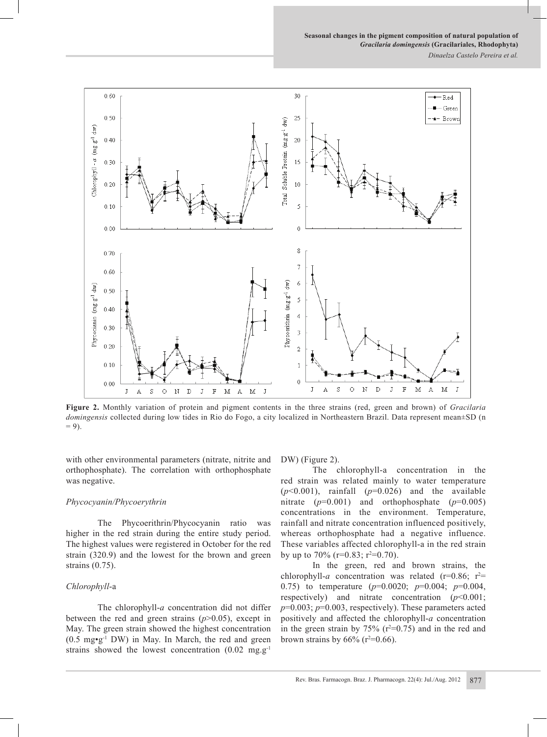**Figure 2.** Monthly variation of protein and pigment contents in the three strains (red, green and brown) of *Gracilaria domingensis* collected during low tides in Rio do Fogo, a city localized in Northeastern Brazil. Data represent mean±SD (n = 9).

with other environmental parameters (nitrate, nitrite and orthophosphate). The correlation with orthophosphate was negative.

### *Phycocyanin/Phycoerythrin*

The Phycoerithrin/Phycocyanin ratio was higher in the red strain during the entire study period. The highest values were registered in October for the red strain (320.9) and the lowest for the brown and green strains (0.75).

### *Chlorophyll*-a

The chlorophyll-*a* concentration did not differ between the red and green strains ($p$>0.05), except in May. The green strain showed the highest concentration (0.5 mg•g$^{-1}$ DW) in May. In March, the red and green strains showed the lowest concentration (0.02 mg.g$^{-1}$ DW) (Figure 2).

The chlorophyll-a concentration in the red strain was related mainly to water temperature ($p$<0.001), rainfall ($p$=0.026) and the available nitrate ($p$=0.001) and orthophosphate ($p$=0.005) concentrations in the environment. Temperature, rainfall and nitrate concentration influenced positively, whereas orthophosphate had a negative influence. These variables affected chlorophyll-a in the red strain by up to 70% (r=0.83; $r^2$=0.70).

In the green, red and brown strains, the chlorophyll-*a* concentration was related (r=0.86; $r^2$= 0.75) to temperature ($p$=0.0020; $p$=0.004; $p$=0.004, respectively) and nitrate concentration ($p$<0.001; $p$=0.003; $p$=0.003, respectively). These parameters acted positively and affected the chlorophyll-*a* concentration in the green strain by 75% ($r^2$=0.75) and in the red and brown strains by 66% ($r^2$=0.66).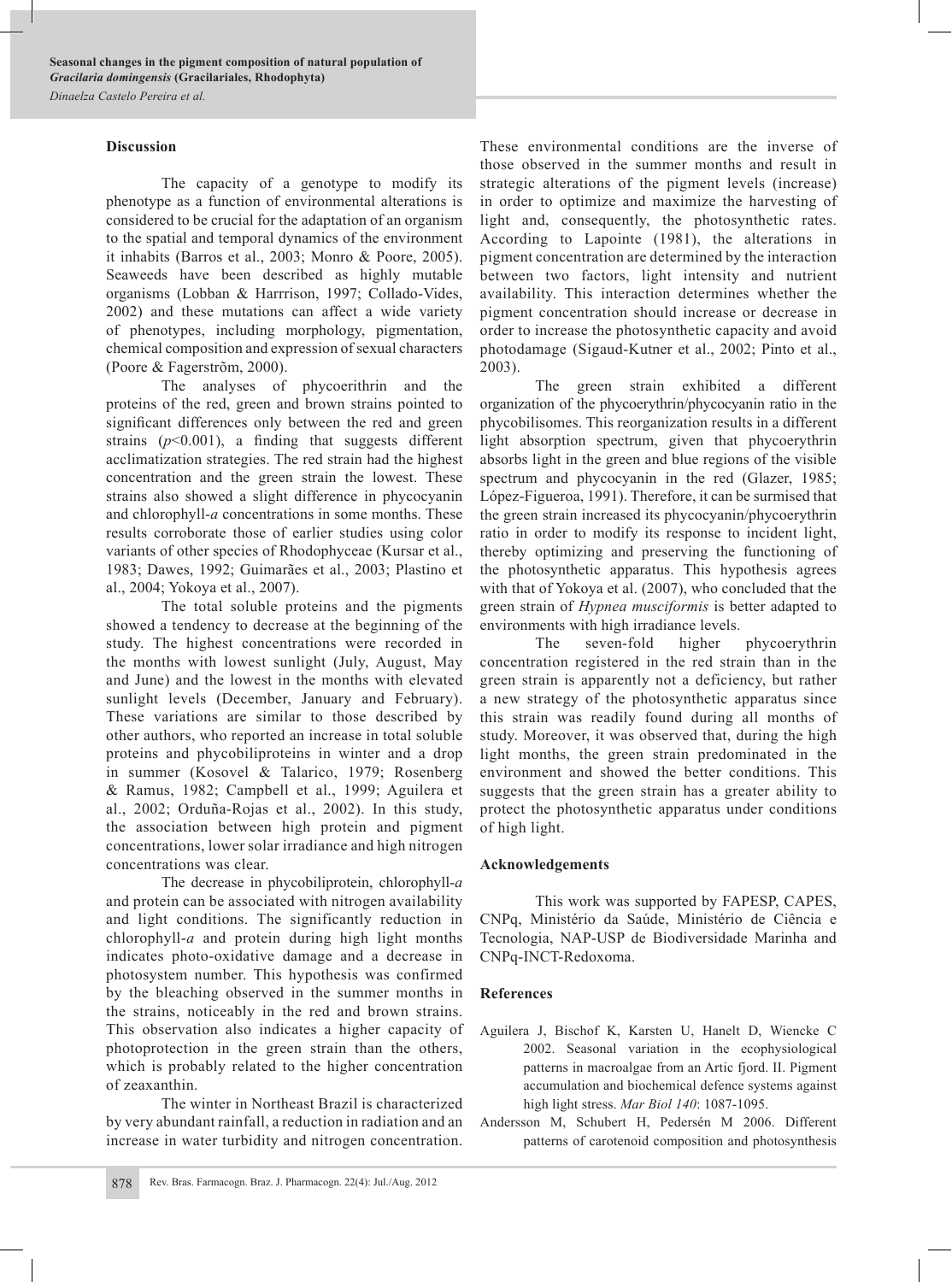## Discussion

The capacity of a genotype to modify its phenotype as a function of environmental alterations is considered to be crucial for the adaptation of an organism to the spatial and temporal dynamics of the environment it inhabits (Barros et al., 2003; Monro & Poore, 2005). Seaweeds have been described as highly mutable organisms (Lobban & Harrrison, 1997; Collado-Vides, 2002) and these mutations can affect a wide variety of phenotypes, including morphology, pigmentation, chemical composition and expression of sexual characters (Poore & Fagerstrõm, 2000).

The analyses of phycoerithrin and the proteins of the red, green and brown strains pointed to significant differences only between the red and green strains ($p$<0.001), a finding that suggests different acclimatization strategies. The red strain had the highest concentration and the green strain the lowest. These strains also showed a slight difference in phycocyanin and chlorophyll-*a* concentrations in some months. These results corroborate those of earlier studies using color variants of other species of Rhodophyceae (Kursar et al., 1983; Dawes, 1992; Guimarães et al., 2003; Plastino et al., 2004; Yokoya et al., 2007).

The total soluble proteins and the pigments showed a tendency to decrease at the beginning of the study. The highest concentrations were recorded in the months with lowest sunlight (July, August, May and June) and the lowest in the months with elevated sunlight levels (December, January and February). These variations are similar to those described by other authors, who reported an increase in total soluble proteins and phycobiliproteins in winter and a drop in summer (Kosovel & Talarico, 1979; Rosenberg & Ramus, 1982; Campbell et al., 1999; Aguilera et al., 2002; Orduña-Rojas et al., 2002). In this study, the association between high protein and pigment concentrations, lower solar irradiance and high nitrogen concentrations was clear.

The decrease in phycobiliprotein, chlorophyll-*a* and protein can be associated with nitrogen availability and light conditions. The significantly reduction in chlorophyll-*a* and protein during high light months indicates photo-oxidative damage and a decrease in photosystem number. This hypothesis was confirmed by the bleaching observed in the summer months in the strains, noticeably in the red and brown strains. This observation also indicates a higher capacity of photoprotection in the green strain than the others, which is probably related to the higher concentration of zeaxanthin.

The winter in Northeast Brazil is characterized by very abundant rainfall, a reduction in radiation and an increase in water turbidity and nitrogen concentration. These environmental conditions are the inverse of those observed in the summer months and result in strategic alterations of the pigment levels (increase) in order to optimize and maximize the harvesting of light and, consequently, the photosynthetic rates. According to Lapointe (1981), the alterations in pigment concentration are determined by the interaction between two factors, light intensity and nutrient availability. This interaction determines whether the pigment concentration should increase or decrease in order to increase the photosynthetic capacity and avoid photodamage (Sigaud-Kutner et al., 2002; Pinto et al., 2003).

The green strain exhibited a different organization of the phycoerythrin/phycocyanin ratio in the phycobilisomes. This reorganization results in a different light absorption spectrum, given that phycoerythrin absorbs light in the green and blue regions of the visible spectrum and phycocyanin in the red (Glazer, 1985; López-Figueroa, 1991). Therefore, it can be surmised that the green strain increased its phycocyanin/phycoerythrin ratio in order to modify its response to incident light, thereby optimizing and preserving the functioning of the photosynthetic apparatus. This hypothesis agrees with that of Yokoya et al. (2007), who concluded that the green strain of *Hypnea musciformis* is better adapted to environments with high irradiance levels.

The seven-fold higher phycoerythrin concentration registered in the red strain than in the green strain is apparently not a deficiency, but rather a new strategy of the photosynthetic apparatus since this strain was readily found during all months of study. Moreover, it was observed that, during the high light months, the green strain predominated in the environment and showed the better conditions. This suggests that the green strain has a greater ability to protect the photosynthetic apparatus under conditions of high light.

## Acknowledgements

This work was supported by FAPESP, CAPES, CNPq, Ministério da Saúde, Ministério de Ciência e Tecnologia, NAP-USP de Biodiversidade Marinha and CNPq-INCT-Redoxoma.

## References

Aguilera J, Bischof K, Karsten U, Hanelt D, Wiencke C 2002. Seasonal variation in the ecophysiological patterns in macroalgae from an Artic fjord. II. Pigment accumulation and biochemical defence systems against high light stress. *Mar Biol 140*: 1087-1095.

Andersson M, Schubert H, Pedersén M 2006. Different patterns of carotenoid composition and photosynthesis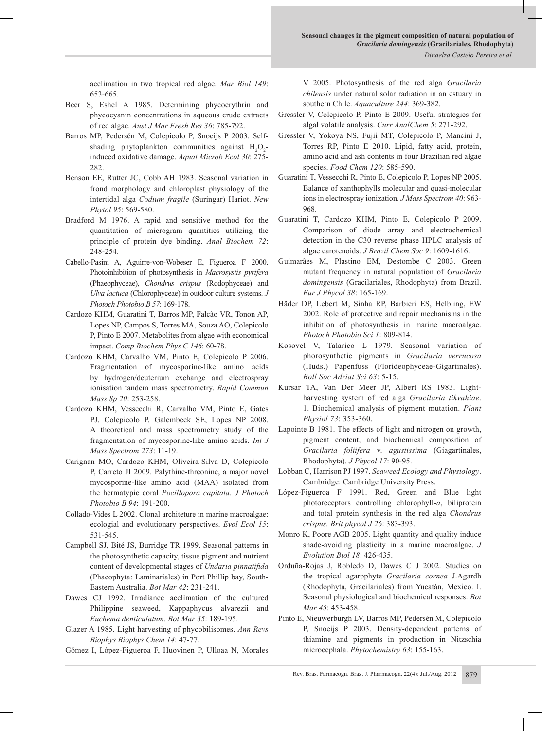acclimation in two tropical red algae. *Mar Biol 149*: 653-665.

Beer S, Eshel A 1985. Determining phycoerythrin and phycocyanin concentrations in aqueous crude extracts of red algae. *Aust J Mar Fresh Res 36*: 785-792.

Barros MP, Pedersén M, Colepicolo P, Snoeijs P 2003. Self-shading phytoplankton communities against $H_2O_2$-induced oxidative damage. *Aquat Microb Ecol 30*: 275-282.

Benson EE, Rutter JC, Cobb AH 1983. Seasonal variation in frond morphology and chloroplast physiology of the intertidal alga *Codium fragile* (Suringar) Hariot. *New Phytol 95*: 569-580.

Bradford M 1976. A rapid and sensitive method for the quantitation of microgram quantities utilizing the principle of protein dye binding. *Anal Biochem 72*: 248-254.

Cabello-Pasini A, Aguirre-von-Wobeser E, Figueroa F 2000. Photoinhibition of photosynthesis in *Macrosystis pyrifera* (Phaeophyceae), *Chondrus crispus* (Rodophyceae) and *Ulva lactuca* (Chlorophyceae) in outdoor culture systems. *J Photoch Photobio B 57*: 169-178.

Cardozo KHM, Guaratini T, Barros MP, Falcão VR, Tonon AP, Lopes NP, Campos S, Torres MA, Souza AO, Colepicolo P, Pinto E 2007. Metabolites from algae with economical impact. *Comp Biochem Phys C 146*: 60-78.

Cardozo KHM, Carvalho VM, Pinto E, Colepicolo P 2006. Fragmentation of mycosporine-like amino acids by hydrogen/deuterium exchange and electrospray ionisation tandem mass spectrometry. *Rapid Commun Mass Sp 20*: 253-258.

Cardozo KHM, Vessecchi R, Carvalho VM, Pinto E, Gates PJ, Colepicolo P, Galembeck SE, Lopes NP 2008. A theoretical and mass spectrometry study of the fragmentation of mycosporine-like amino acids. *Int J Mass Spectrom 273*: 11-19.

Carignan MO, Cardozo KHM, Oliveira-Silva D, Colepicolo P, Carreto JI 2009. Palythine-threonine, a major novel mycosporine-like amino acid (MAA) isolated from the hermatypic coral *Pocillopora capitata. J Photoch Photobio B 94*: 191-200.

Collado-Vides L 2002. Clonal architeture in marine macroalgae: ecologial and evolutionary perspectives. *Evol Ecol 15*: 531-545.

Campbell SJ, Bité JS, Burridge TR 1999. Seasonal patterns in the photosynthetic capacity, tissue pigment and nutrient content of developmental stages of *Undaria pinnatifida* (Phaeophyta: Laminariales) in Port Phillip bay, South-Eastern Australia. *Bot Mar 42*: 231-241.

Dawes CJ 1992. Irradiance acclimation of the cultured Philippine seaweed, Kappaphycus alvarezii and *Euchema denticulatum. Bot Mar 35*: 189-195.

Glazer A 1985. Light harvesting of phycobilisomes. *Ann Revs Biophys Biophys Chem 14*: 47-77.

Gómez I, López-Figueroa F, Huovinen P, Ulloaa N, Morales V 2005. Photosynthesis of the red alga *Gracilaria chilensis* under natural solar radiation in an estuary in southern Chile. *Aquaculture 244*: 369-382.

Gressler V, Colepicolo P, Pinto E 2009. Useful strategies for algal volatile analysis. *Curr AnalChem 5*: 271-292.

Gressler V, Yokoya NS, Fujii MT, Colepicolo P, Mancini J, Torres RP, Pinto E 2010. Lipid, fatty acid, protein, amino acid and ash contents in four Brazilian red algae species. *Food Chem 120*: 585-590.

Guaratini T, Vessecchi R, Pinto E, Colepicolo P, Lopes NP 2005. Balance of xanthophylls molecular and quasi-molecular ions in electrospray ionization. *J Mass Spectrom 40*: 963-968.

Guaratini T, Cardozo KHM, Pinto E, Colepicolo P 2009. Comparison of diode array and electrochemical detection in the C30 reverse phase HPLC analysis of algae carotenoids. *J Brazil Chem Soc 9*: 1609-1616.

Guimarães M, Plastino EM, Destombe C 2003. Green mutant frequency in natural population of *Gracilaria domingensis* (Gracilariales, Rhodophyta) from Brazil. *Eur J Phycol 38*: 165-169.

Häder DP, Lebert M, Sinha RP, Barbieri ES, Helbling, EW 2002. Role of protective and repair mechanisms in the inhibition of photosynthesis in marine macroalgae. *Photoch Photobio Sci 1*: 809-814.

Kosovel V, Talarico L 1979. Seasonal variation of phorosynthetic pigments in *Gracilaria verrucosa* (Huds.) Papenfuss (Florideophyceae-Gigartinales). *Boll Soc Adriat Sci 63*: 5-15.

Kursar TA, Van Der Meer JP, Albert RS 1983. Light-harvesting system of red alga *Gracilaria tikvahiae*. 1. Biochemical analysis of pigment mutation. *Plant Physiol 73*: 353-360.

Lapointe B 1981. The effects of light and nitrogen on growth, pigment content, and biochemical composition of *Gracilaria foliifera* v. *agustissima* (Giagartinales, Rhodophyta). *J Phycol 17*: 90-95.

Lobban C, Harrison PJ 1997. *Seaweed Ecology and Physiology*. Cambridge: Cambridge University Press.

López-Figueroa F 1991. Red, Green and Blue light photoreceptors controlling chlorophyll-*a*, biliprotein and total protein synthesis in the red alga *Chondrus crispus. Brit phycol J 26*: 383-393.

Monro K, Poore AGB 2005. Light quantity and quality induce shade-avoiding plasticity in a marine macroalgae. *J Evolution Biol 18*: 426-435.

Orduña-Rojas J, Robledo D, Dawes C J 2002. Studies on the tropical agarophyte *Gracilaria cornea* J.Agardh (Rhodophyta, Gracilariales) from Yucatán, Mexico. I. Seasonal physiological and biochemical responses. *Bot Mar 45*: 453-458.

Pinto E, Nieuwerburgh LV, Barros MP, Pedersén M, Colepicolo P, Snoeijs P 2003. Density-dependent patterns of thiamine and pigments in production in Nitzschia microcephala. *Phytochemistry 63*: 155-163.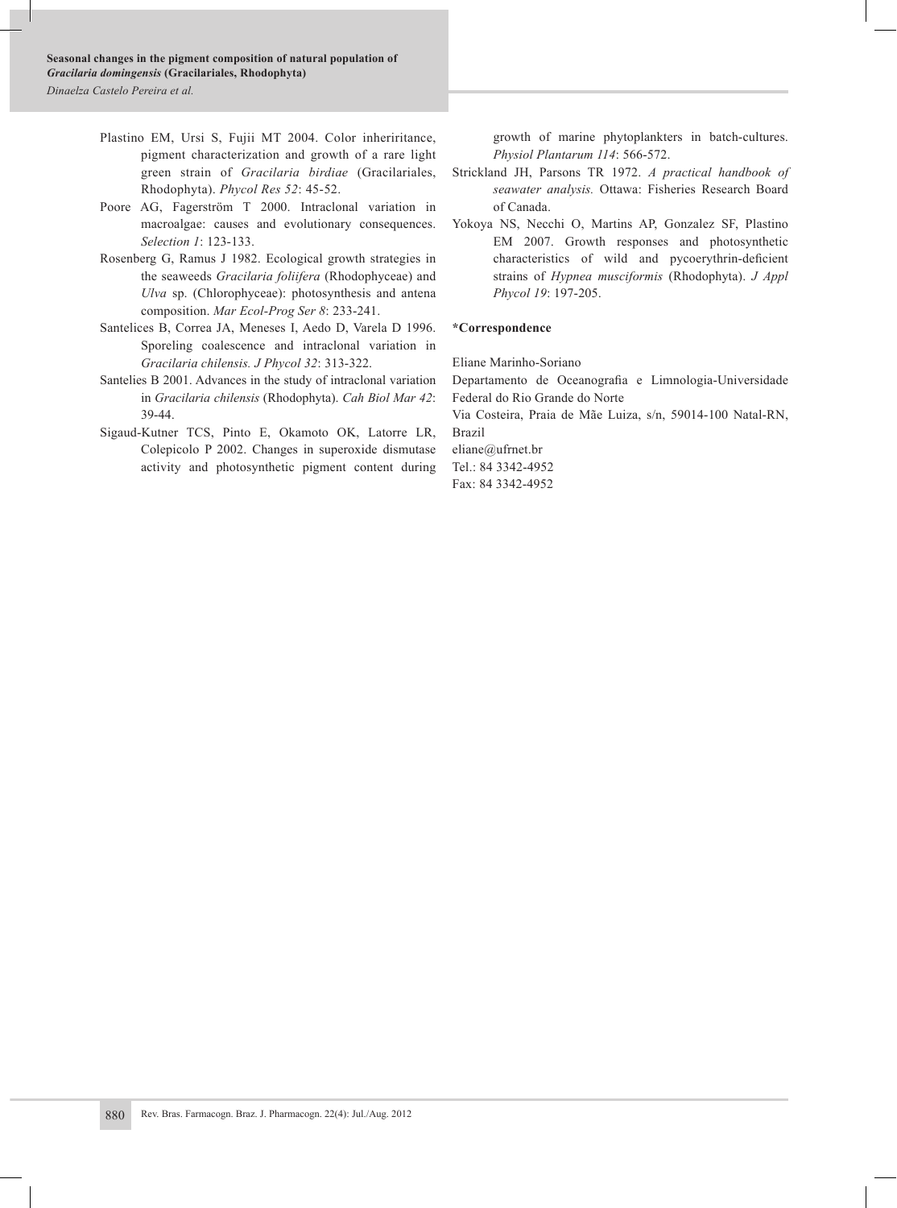Plastino EM, Ursi S, Fujii MT 2004. Color inheriritance, pigment characterization and growth of a rare light green strain of *Gracilaria birdiae* (Gracilariales, Rhodophyta). *Phycol Res 52*: 45-52.

Poore AG, Fagerström T 2000. Intraclonal variation in macroalgae: causes and evolutionary consequences. *Selection 1*: 123-133.

Rosenberg G, Ramus J 1982. Ecological growth strategies in the seaweeds *Gracilaria foliifera* (Rhodophyceae) and *Ulva* sp. (Chlorophyceae): photosynthesis and antena composition. *Mar Ecol-Prog Ser 8*: 233-241.

Santelices B, Correa JA, Meneses I, Aedo D, Varela D 1996. Sporeling coalescence and intraclonal variation in *Gracilaria chilensis. J Phycol 32*: 313-322.

Santelies B 2001. Advances in the study of intraclonal variation in *Gracilaria chilensis* (Rhodophyta). *Cah Biol Mar 42*: 39-44.

Sigaud-Kutner TCS, Pinto E, Okamoto OK, Latorre LR, Colepicolo P 2002. Changes in superoxide dismutase activity and photosynthetic pigment content during growth of marine phytoplankters in batch-cultures. *Physiol Plantarum 114*: 566-572.

Strickland JH, Parsons TR 1972. *A practical handbook of seawater analysis.* Ottawa: Fisheries Research Board of Canada.

Yokoya NS, Necchi O, Martins AP, Gonzalez SF, Plastino EM 2007. Growth responses and photosynthetic characteristics of wild and pycoerythrin-deficient strains of *Hypnea musciformis* (Rhodophyta). *J Appl Phycol 19*: 197-205.

**\*Correspondence**

Eliane Marinho-Soriano

Departamento de Oceanografia e Limnologia-Universidade Federal do Rio Grande do Norte

Via Costeira, Praia de Mãe Luiza, s/n, 59014-100 Natal-RN, Brazil

eliane@ufrnet.br

Tel.: 84 3342-4952

Fax: 84 3342-4952